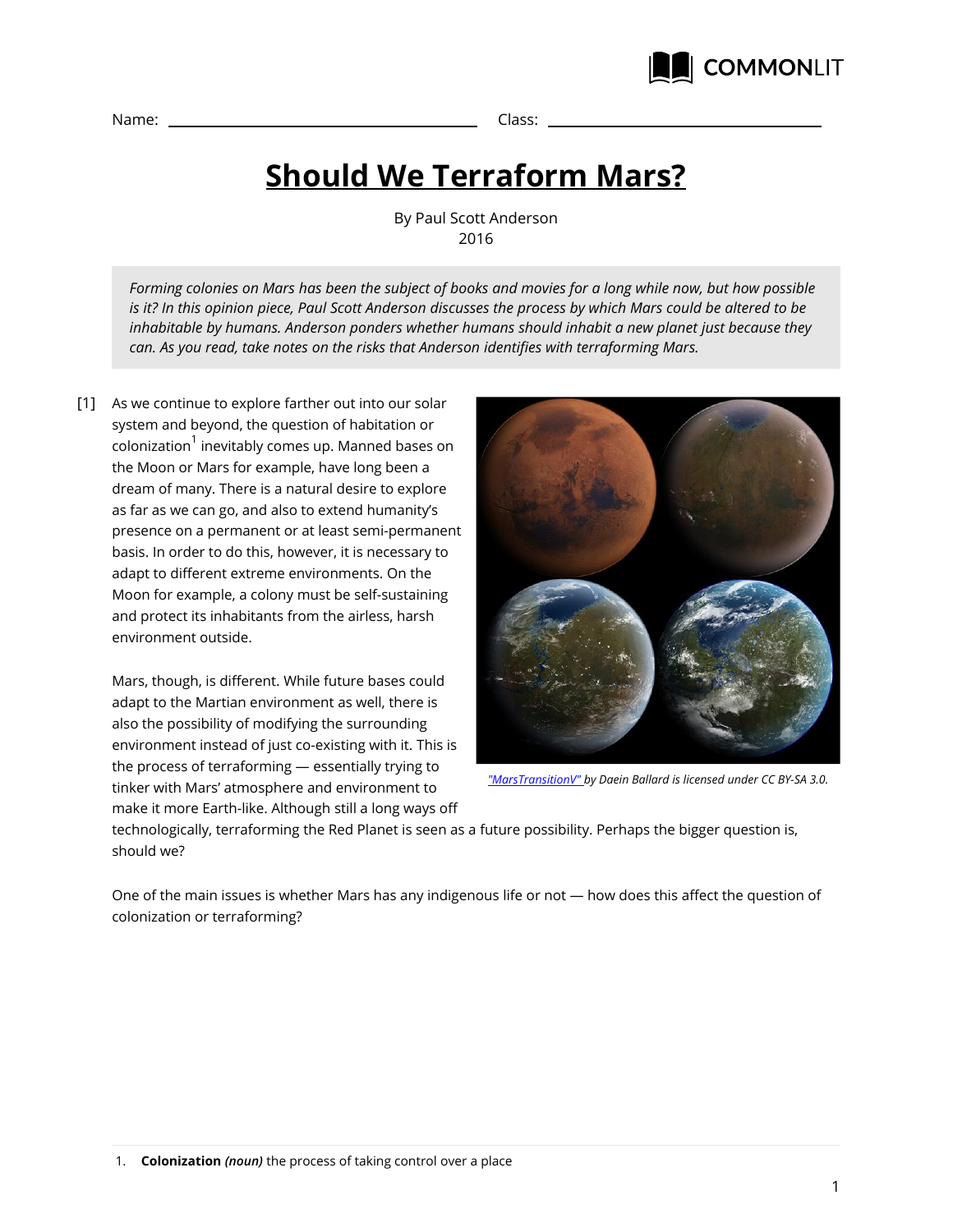Name: \_\_\_\_\_\_\_\_\_\_\_\_\_\_\_\_\_\_\_\_ Class: \_\_\_\_\_\_\_\_\_\_\_\_\_\_\_\_\_\_\_\_

# Should We Terraform Mars?

By Paul Scott Anderson
2016

*Forming colonies on Mars has been the subject of books and movies for a long while now, but how possible is it? In this opinion piece, Paul Scott Anderson discusses the process by which Mars could be altered to be inhabitable by humans. Anderson ponders whether humans should inhabit a new planet just because they can. As you read, take notes on the risks that Anderson identifies with terraforming Mars.*

[1] As we continue to explore farther out into our solar system and beyond, the question of habitation or colonization[1] inevitably comes up. Manned bases on the Moon or Mars for example, have long been a dream of many. There is a natural desire to explore as far as we can go, and also to extend humanity's presence on a permanent or at least semi-permanent basis. In order to do this, however, it is necessary to adapt to different extreme environments. On the Moon for example, a colony must be self-sustaining and protect its inhabitants from the airless, harsh environment outside.

*"MarsTransitionV" by Daein Ballard is licensed under CC BY-SA 3.0.*

Mars, though, is different. While future bases could adapt to the Martian environment as well, there is also the possibility of modifying the surrounding environment instead of just co-existing with it. This is the process of terraforming — essentially trying to tinker with Mars' atmosphere and environment to make it more Earth-like. Although still a long ways off technologically, terraforming the Red Planet is seen as a future possibility. Perhaps the bigger question is, should we?

One of the main issues is whether Mars has any indigenous life or not — how does this affect the question of colonization or terraforming?

1. **Colonization** *(noun)* the process of taking control over a place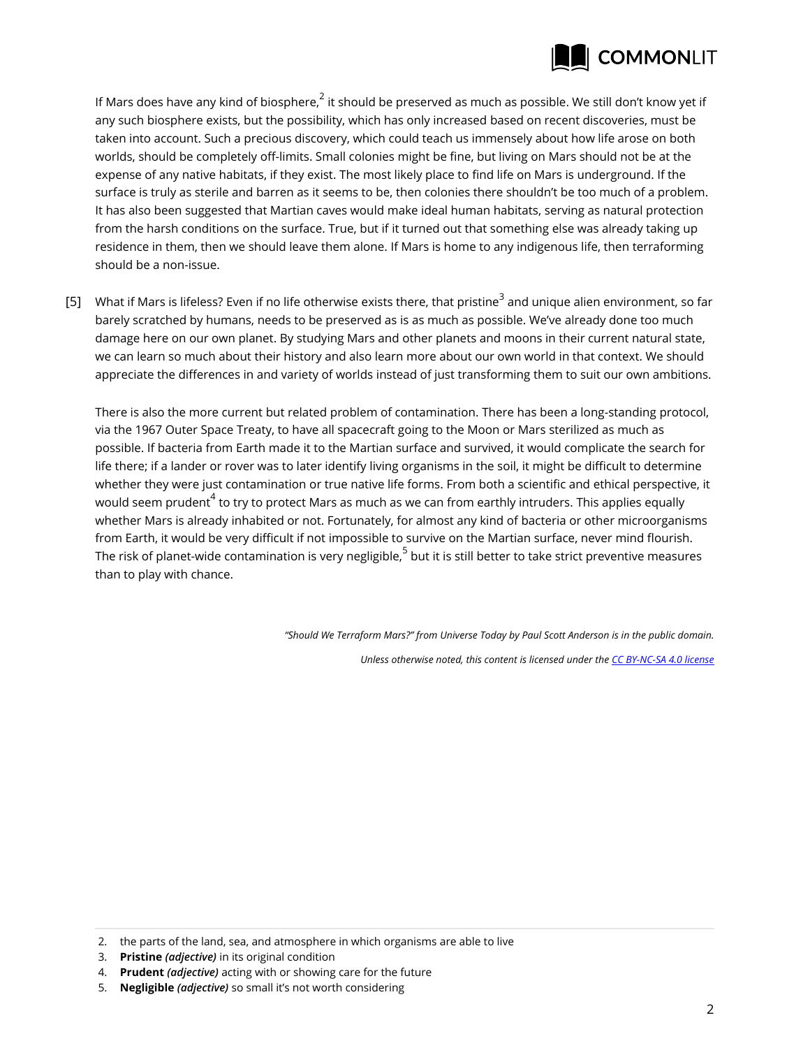If Mars does have any kind of biosphere,[2] it should be preserved as much as possible. We still don't know yet if any such biosphere exists, but the possibility, which has only increased based on recent discoveries, must be taken into account. Such a precious discovery, which could teach us immensely about how life arose on both worlds, should be completely off-limits. Small colonies might be fine, but living on Mars should not be at the expense of any native habitats, if they exist. The most likely place to find life on Mars is underground. If the surface is truly as sterile and barren as it seems to be, then colonies there shouldn't be too much of a problem. It has also been suggested that Martian caves would make ideal human habitats, serving as natural protection from the harsh conditions on the surface. True, but if it turned out that something else was already taking up residence in them, then we should leave them alone. If Mars is home to any indigenous life, then terraforming should be a non-issue.

[5] What if Mars is lifeless? Even if no life otherwise exists there, that pristine[3] and unique alien environment, so far barely scratched by humans, needs to be preserved as is as much as possible. We've already done too much damage here on our own planet. By studying Mars and other planets and moons in their current natural state, we can learn so much about their history and also learn more about our own world in that context. We should appreciate the differences in and variety of worlds instead of just transforming them to suit our own ambitions.

There is also the more current but related problem of contamination. There has been a long-standing protocol, via the 1967 Outer Space Treaty, to have all spacecraft going to the Moon or Mars sterilized as much as possible. If bacteria from Earth made it to the Martian surface and survived, it would complicate the search for life there; if a lander or rover was to later identify living organisms in the soil, it might be difficult to determine whether they were just contamination or true native life forms. From both a scientific and ethical perspective, it would seem prudent[4] to try to protect Mars as much as we can from earthly intruders. This applies equally whether Mars is already inhabited or not. Fortunately, for almost any kind of bacteria or other microorganisms from Earth, it would be very difficult if not impossible to survive on the Martian surface, never mind flourish. The risk of planet-wide contamination is very negligible,[5] but it is still better to take strict preventive measures than to play with chance.

*"Should We Terraform Mars?" from Universe Today by Paul Scott Anderson is in the public domain.*

*Unless otherwise noted, this content is licensed under the CC BY-NC-SA 4.0 license*

---

2. the parts of the land, sea, and atmosphere in which organisms are able to live
3. **Pristine** *(adjective)* in its original condition
4. **Prudent** *(adjective)* acting with or showing care for the future
5. **Negligible** *(adjective)* so small it's not worth considering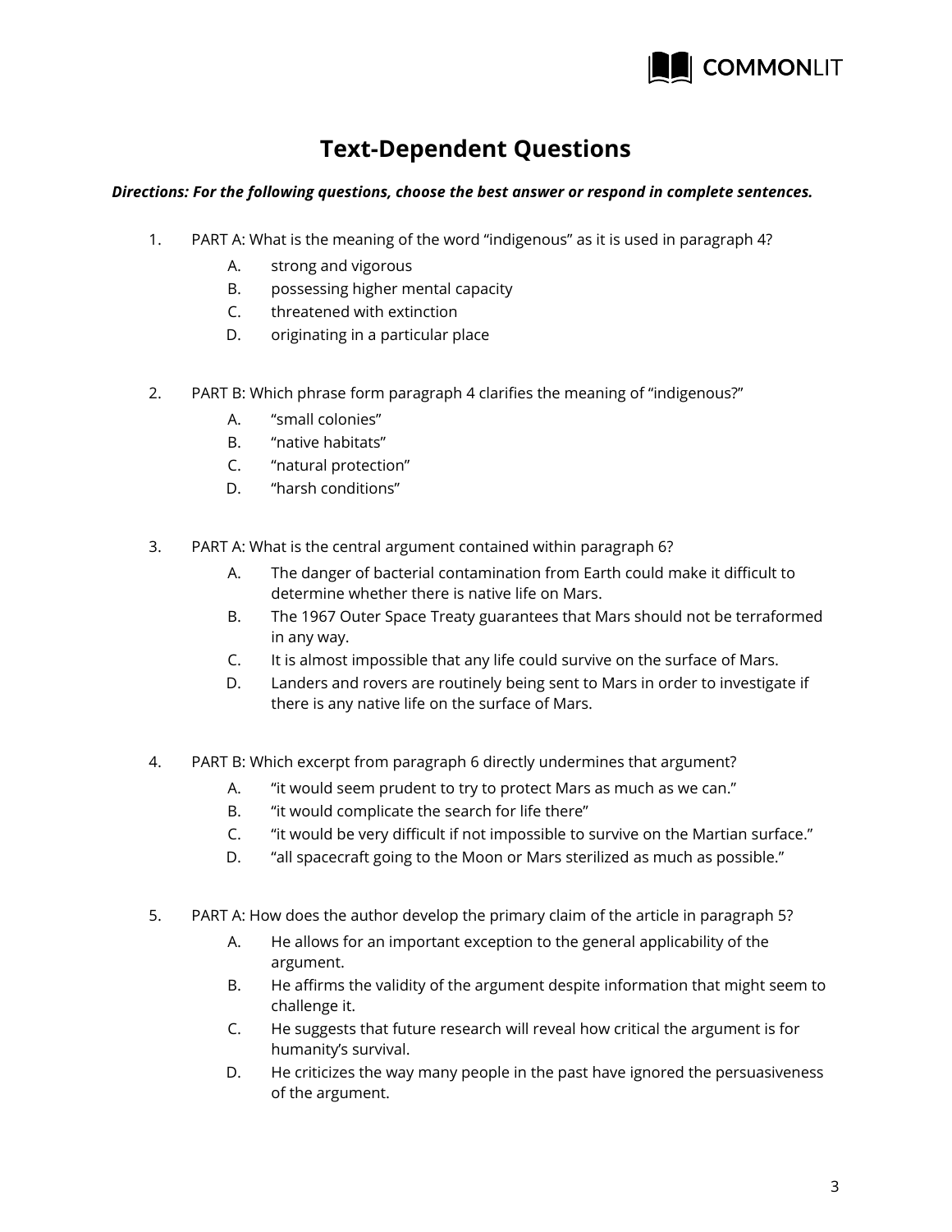# Text-Dependent Questions

***Directions: For the following questions, choose the best answer or respond in complete sentences.***

1. PART A: What is the meaning of the word “indigenous” as it is used in paragraph 4?
   - A. strong and vigorous
   - B. possessing higher mental capacity
   - C. threatened with extinction
   - D. originating in a particular place

2. PART B: Which phrase form paragraph 4 clarifies the meaning of “indigenous?”
   - A. “small colonies”
   - B. “native habitats”
   - C. “natural protection”
   - D. “harsh conditions”

3. PART A: What is the central argument contained within paragraph 6?
   - A. The danger of bacterial contamination from Earth could make it difficult to determine whether there is native life on Mars.
   - B. The 1967 Outer Space Treaty guarantees that Mars should not be terraformed in any way.
   - C. It is almost impossible that any life could survive on the surface of Mars.
   - D. Landers and rovers are routinely being sent to Mars in order to investigate if there is any native life on the surface of Mars.

4. PART B: Which excerpt from paragraph 6 directly undermines that argument?
   - A. “it would seem prudent to try to protect Mars as much as we can.”
   - B. “it would complicate the search for life there”
   - C. “it would be very difficult if not impossible to survive on the Martian surface.”
   - D. “all spacecraft going to the Moon or Mars sterilized as much as possible.”

5. PART A: How does the author develop the primary claim of the article in paragraph 5?
   - A. He allows for an important exception to the general applicability of the argument.
   - B. He affirms the validity of the argument despite information that might seem to challenge it.
   - C. He suggests that future research will reveal how critical the argument is for humanity’s survival.
   - D. He criticizes the way many people in the past have ignored the persuasiveness of the argument.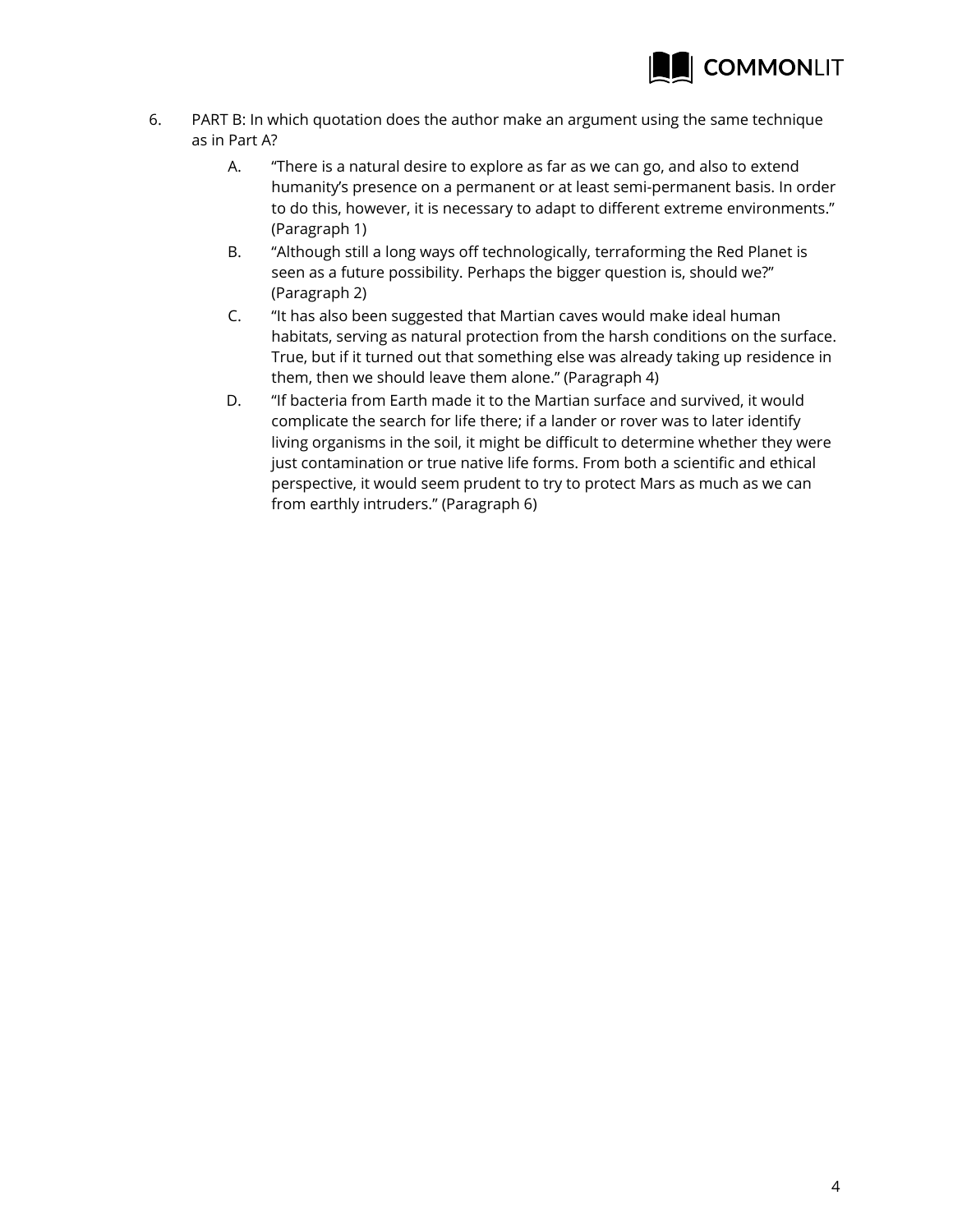6. PART B: In which quotation does the author make an argument using the same technique as in Part A?

   A. "There is a natural desire to explore as far as we can go, and also to extend humanity's presence on a permanent or at least semi-permanent basis. In order to do this, however, it is necessary to adapt to different extreme environments." (Paragraph 1)

   B. "Although still a long ways off technologically, terraforming the Red Planet is seen as a future possibility. Perhaps the bigger question is, should we?" (Paragraph 2)

   C. "It has also been suggested that Martian caves would make ideal human habitats, serving as natural protection from the harsh conditions on the surface. True, but if it turned out that something else was already taking up residence in them, then we should leave them alone." (Paragraph 4)

   D. "If bacteria from Earth made it to the Martian surface and survived, it would complicate the search for life there; if a lander or rover was to later identify living organisms in the soil, it might be difficult to determine whether they were just contamination or true native life forms. From both a scientific and ethical perspective, it would seem prudent to try to protect Mars as much as we can from earthly intruders." (Paragraph 6)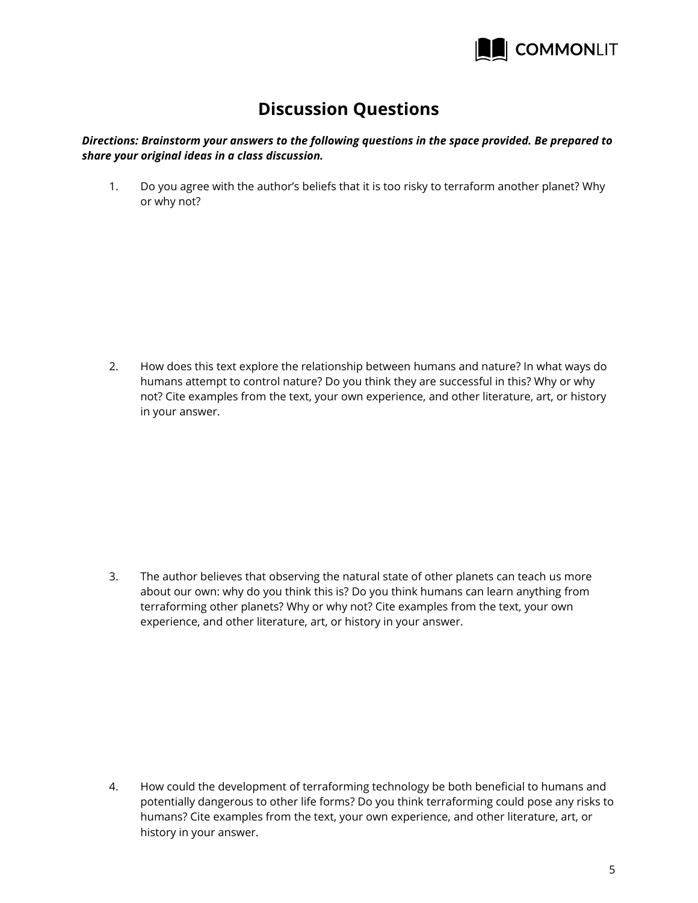# Discussion Questions

***Directions: Brainstorm your answers to the following questions in the space provided. Be prepared to share your original ideas in a class discussion.***

1. Do you agree with the author's beliefs that it is too risky to terraform another planet? Why or why not?

2. How does this text explore the relationship between humans and nature? In what ways do humans attempt to control nature? Do you think they are successful in this? Why or why not? Cite examples from the text, your own experience, and other literature, art, or history in your answer.

3. The author believes that observing the natural state of other planets can teach us more about our own: why do you think this is? Do you think humans can learn anything from terraforming other planets? Why or why not? Cite examples from the text, your own experience, and other literature, art, or history in your answer.

4. How could the development of terraforming technology be both beneficial to humans and potentially dangerous to other life forms? Do you think terraforming could pose any risks to humans? Cite examples from the text, your own experience, and other literature, art, or history in your answer.